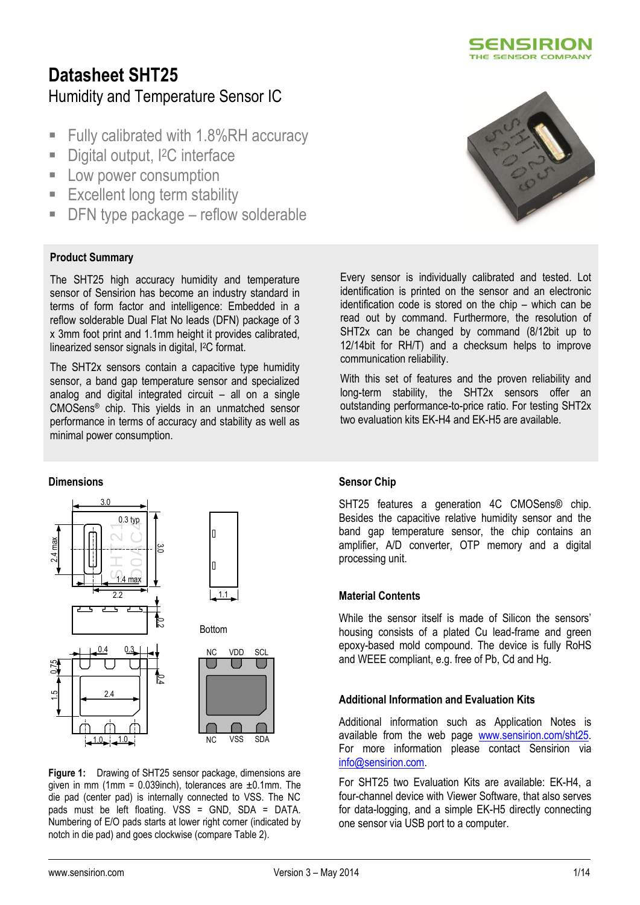# Datasheet SHT25

Humidity and Temperature Sensor IC

- Fully calibrated with 1.8%RH accuracy
- Digital output, I²C interface
- Low power consumption
- Excellent long term stability
- DFN type package – reflow solderable

## Product Summary

The SHT25 high accuracy humidity and temperature sensor of Sensirion has become an industry standard in terms of form factor and intelligence: Embedded in a reflow solderable Dual Flat No leads (DFN) package of 3 x 3mm foot print and 1.1mm height it provides calibrated, linearized sensor signals in digital, I²C format.

The SHT2x sensors contain a capacitive type humidity sensor, a band gap temperature sensor and specialized analog and digital integrated circuit – all on a single CMOSens® chip. This yields in an unmatched sensor performance in terms of accuracy and stability as well as minimal power consumption.

Every sensor is individually calibrated and tested. Lot identification is printed on the sensor and an electronic identification code is stored on the chip – which can be read out by command. Furthermore, the resolution of SHT2x can be changed by command (8/12bit up to 12/14bit for RH/T) and a checksum helps to improve communication reliability.

With this set of features and the proven reliability and long-term stability, the SHT2x sensors offer an outstanding performance-to-price ratio. For testing SHT2x two evaluation kits EK-H4 and EK-H5 are available.

## Dimensions

**Figure 1:** Drawing of SHT25 sensor package, dimensions are given in mm (1mm = 0.039inch), tolerances are ±0.1mm. The die pad (center pad) is internally connected to VSS. The NC pads must be left floating. VSS = GND, SDA = DATA. Numbering of E/O pads starts at lower right corner (indicated by notch in die pad) and goes clockwise (compare Table 2).

## Sensor Chip

SHT25 features a generation 4C CMOSens® chip. Besides the capacitive relative humidity sensor and the band gap temperature sensor, the chip contains an amplifier, A/D converter, OTP memory and a digital processing unit.

## Material Contents

While the sensor itself is made of Silicon the sensors' housing consists of a plated Cu lead-frame and green epoxy-based mold compound. The device is fully RoHS and WEEE compliant, e.g. free of Pb, Cd and Hg.

## Additional Information and Evaluation Kits

Additional information such as Application Notes is available from the web page www.sensirion.com/sht25. For more information please contact Sensirion via info@sensirion.com.

For SHT25 two Evaluation Kits are available: EK-H4, a four-channel device with Viewer Software, that also serves for data-logging, and a simple EK-H5 directly connecting one sensor via USB port to a computer.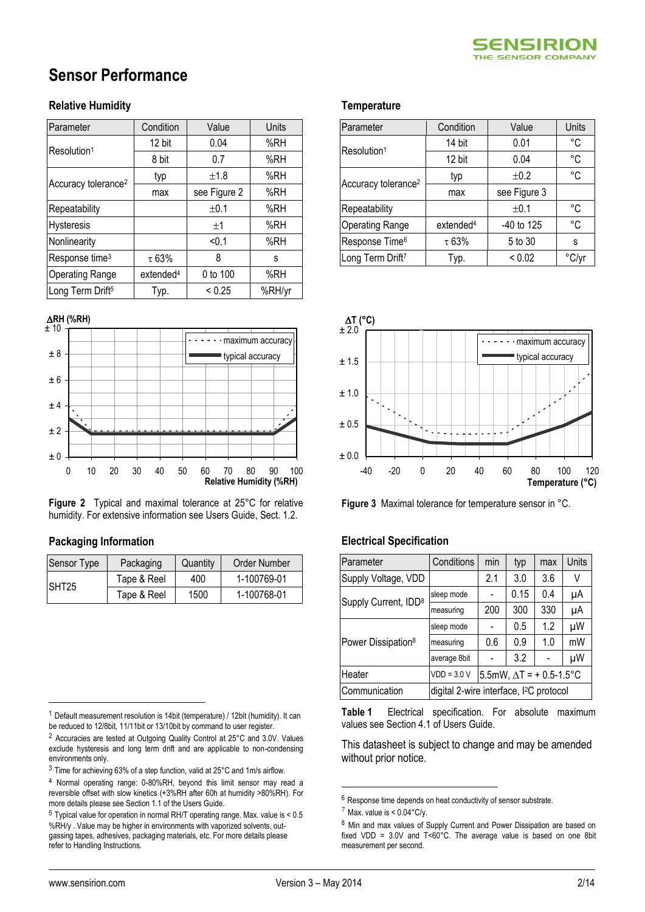# Sensor Performance

## Relative Humidity

| Parameter | Condition | Value | Units |
|---|---|---|---|
| Resolution[1] | 12 bit | 0.04 | %RH |
| | 8 bit | 0.7 | %RH |
| Accuracy tolerance[2] | typ | ±1.8 | %RH |
| | max | see Figure 2 | %RH |
| Repeatability | | ±0.1 | %RH |
| Hysteresis | | ±1 | %RH |
| Nonlinearity | | <0.1 | %RH |
| Response time[3] | τ 63% | 8 | s |
| Operating Range | extended[4] | 0 to 100 | %RH |
| Long Term Drift[5] | Typ. | < 0.25 | %RH/yr |

**Figure 2** Typical and maximal tolerance at 25°C for relative humidity. For extensive information see Users Guide, Sect. 1.2.

## Packaging Information

| Sensor Type | Packaging | Quantity | Order Number |
|---|---|---|---|
| SHT25 | Tape & Reel | 400 | 1-100769-01 |
| | Tape & Reel | 1500 | 1-100768-01 |

## Temperature

| Parameter | Condition | Value | Units |
|---|---|---|---|
| Resolution[1] | 14 bit | 0.01 | °C |
| | 12 bit | 0.04 | °C |
| Accuracy tolerance[2] | typ | ±0.2 | °C |
| | max | see Figure 3 | |
| Repeatability | | ±0.1 | °C |
| Operating Range | extended[4] | -40 to 125 | °C |
| Response Time[6] | τ 63% | 5 to 30 | s |
| Long Term Drift[7] | Typ. | < 0.02 | °C/yr |

**Figure 3** Maximal tolerance for temperature sensor in °C.

## Electrical Specification

| Parameter | Conditions | min | typ | max | Units |
|---|---|---|---|---|---|
| Supply Voltage, VDD | | 2.1 | 3.0 | 3.6 | V |
| Supply Current, IDD[8] | sleep mode | - | 0.15 | 0.4 | μA |
| | measuring | 200 | 300 | 330 | μA |
| Power Dissipation[8] | sleep mode | - | 0.5 | 1.2 | μW |
| | measuring | 0.6 | 0.9 | 1.0 | mW |
| | average 8bit | - | 3.2 | - | μW |
| Heater | VDD = 3.0 V | 5.5mW, ΔT = + 0.5-1.5°C | | | |
| Communication | digital 2-wire interface, I²C protocol | | | | |

**Table 1** Electrical specification. For absolute maximum values see Section 4.1 of Users Guide.

This datasheet is subject to change and may be amended without prior notice.

---

[1] Default measurement resolution is 14bit (temperature) / 12bit (humidity). It can be reduced to 12/8bit, 11/11bit or 13/10bit by command to user register.

[2] Accuracies are tested at Outgoing Quality Control at 25°C and 3.0V. Values exclude hysteresis and long term drift and are applicable to non-condensing environments only.

[3] Time for achieving 63% of a step function, valid at 25°C and 1m/s airflow.

[4] Normal operating range: 0-80%RH, beyond this limit sensor may read a reversible offset with slow kinetics (+3%RH after 60h at humidity >80%RH). For more details please see Section 1.1 of the Users Guide.

[5] Typical value for operation in normal RH/T operating range. Max. value is < 0.5 %RH/y . Value may be higher in environments with vaporized solvents, out-gassing tapes, adhesives, packaging materials, etc. For more details please refer to Handling Instructions.

[6] Response time depends on heat conductivity of sensor substrate.

[7] Max. value is < 0.04°C/y.

[8] Min and max values of Supply Current and Power Dissipation are based on fixed VDD = 3.0V and T<60°C. The average value is based on one 8bit measurement per second.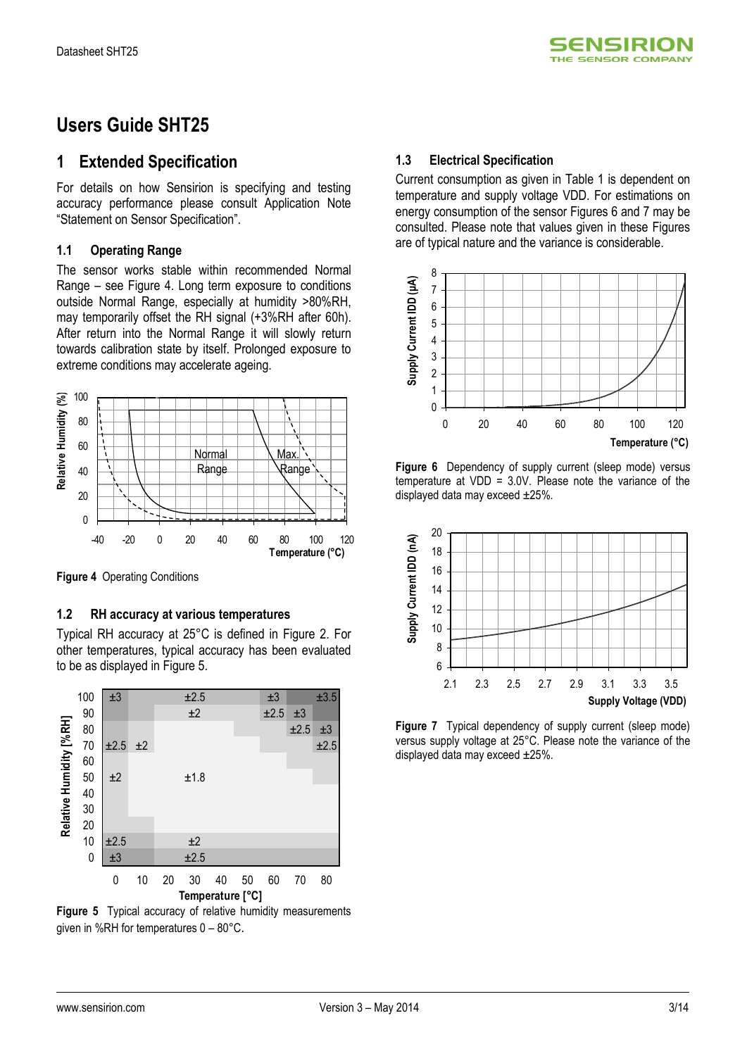# Users Guide SHT25

## 1 Extended Specification

For details on how Sensirion is specifying and testing accuracy performance please consult Application Note "Statement on Sensor Specification".

### 1.1 Operating Range

The sensor works stable within recommended Normal Range – see Figure 4. Long term exposure to conditions outside Normal Range, especially at humidity >80%RH, may temporarily offset the RH signal (+3%RH after 60h). After return into the Normal Range it will slowly return towards calibration state by itself. Prolonged exposure to extreme conditions may accelerate ageing.

**Figure 4** Operating Conditions

### 1.2 RH accuracy at various temperatures

Typical RH accuracy at 25°C is defined in Figure 2. For other temperatures, typical accuracy has been evaluated to be as displayed in Figure 5.

**Figure 5** Typical accuracy of relative humidity measurements given in %RH for temperatures 0 – 80°C.

### 1.3 Electrical Specification

Current consumption as given in Table 1 is dependent on temperature and supply voltage VDD. For estimations on energy consumption of the sensor Figures 6 and 7 may be consulted. Please note that values given in these Figures are of typical nature and the variance is considerable.

**Figure 6** Dependency of supply current (sleep mode) versus temperature at VDD = 3.0V. Please note the variance of the displayed data may exceed ±25%.

**Figure 7** Typical dependency of supply current (sleep mode) versus supply voltage at 25°C. Please note the variance of the displayed data may exceed ±25%.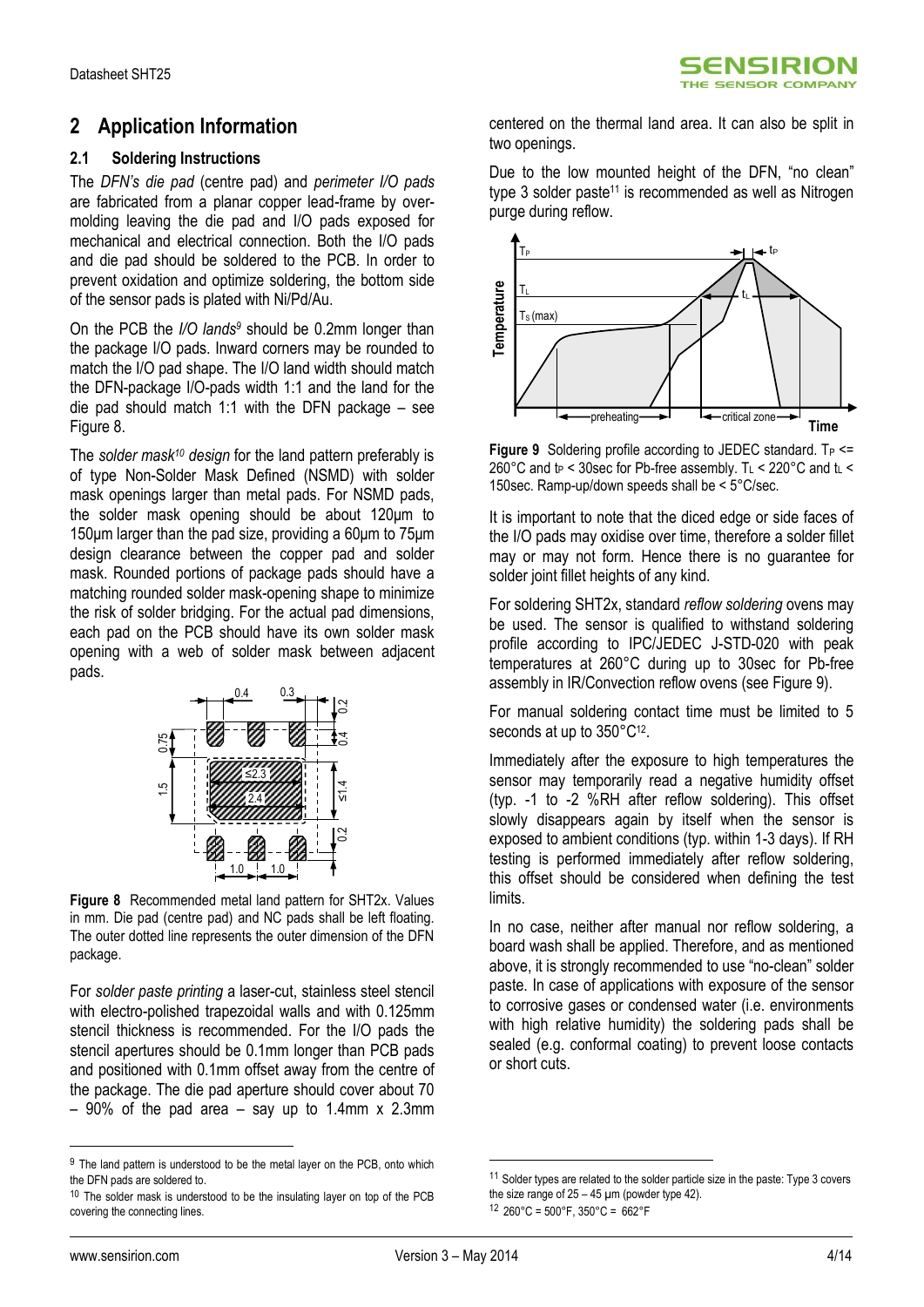## 2 Application Information

### 2.1 Soldering Instructions

The *DFN's die pad* (centre pad) and *perimeter I/O pads* are fabricated from a planar copper lead-frame by over-molding leaving the die pad and I/O pads exposed for mechanical and electrical connection. Both the I/O pads and die pad should be soldered to the PCB. In order to prevent oxidation and optimize soldering, the bottom side of the sensor pads is plated with Ni/Pd/Au.

On the PCB the *I/O lands*[9] should be 0.2mm longer than the package I/O pads. Inward corners may be rounded to match the I/O pad shape. The I/O land width should match the DFN-package I/O-pads width 1:1 and the land for the die pad should match 1:1 with the DFN package – see Figure 8.

The *solder mask*[10] *design* for the land pattern preferably is of type Non-Solder Mask Defined (NSMD) with solder mask openings larger than metal pads. For NSMD pads, the solder mask opening should be about 120µm to 150µm larger than the pad size, providing a 60µm to 75µm design clearance between the copper pad and solder mask. Rounded portions of package pads should have a matching rounded solder mask-opening shape to minimize the risk of solder bridging. For the actual pad dimensions, each pad on the PCB should have its own solder mask opening with a web of solder mask between adjacent pads.

**Figure 8** Recommended metal land pattern for SHT2x. Values in mm. Die pad (centre pad) and NC pads shall be left floating. The outer dotted line represents the outer dimension of the DFN package.

For *solder paste printing* a laser-cut, stainless steel stencil with electro-polished trapezoidal walls and with 0.125mm stencil thickness is recommended. For the I/O pads the stencil apertures should be 0.1mm longer than PCB pads and positioned with 0.1mm offset away from the centre of the package. The die pad aperture should cover about 70 – 90% of the pad area – say up to 1.4mm x 2.3mm centered on the thermal land area. It can also be split in two openings.

Due to the low mounted height of the DFN, "no clean" type 3 solder paste[11] is recommended as well as Nitrogen purge during reflow.

**Figure 9** Soldering profile according to JEDEC standard. $T_P$ <= 260°C and $t_P$ < 30sec for Pb-free assembly. $T_L$ < 220°C and $t_L$ < 150sec. Ramp-up/down speeds shall be < 5°C/sec.

It is important to note that the diced edge or side faces of the I/O pads may oxidise over time, therefore a solder fillet may or may not form. Hence there is no guarantee for solder joint fillet heights of any kind.

For soldering SHT2x, standard *reflow soldering* ovens may be used. The sensor is qualified to withstand soldering profile according to IPC/JEDEC J-STD-020 with peak temperatures at 260°C during up to 30sec for Pb-free assembly in IR/Convection reflow ovens (see Figure 9).

For manual soldering contact time must be limited to 5 seconds at up to 350°C[12].

Immediately after the exposure to high temperatures the sensor may temporarily read a negative humidity offset (typ. -1 to -2 %RH after reflow soldering). This offset slowly disappears again by itself when the sensor is exposed to ambient conditions (typ. within 1-3 days). If RH testing is performed immediately after reflow soldering, this offset should be considered when defining the test limits.

In no case, neither after manual nor reflow soldering, a board wash shall be applied. Therefore, and as mentioned above, it is strongly recommended to use "no-clean" solder paste. In case of applications with exposure of the sensor to corrosive gases or condensed water (i.e. environments with high relative humidity) the soldering pads shall be sealed (e.g. conformal coating) to prevent loose contacts or short cuts.

---

[9] The land pattern is understood to be the metal layer on the PCB, onto which the DFN pads are soldered to.

[10] The solder mask is understood to be the insulating layer on top of the PCB covering the connecting lines.

[11] Solder types are related to the solder particle size in the paste: Type 3 covers the size range of 25 – 45 µm (powder type 42).

[12] 260°C = 500°F, 350°C = 662°F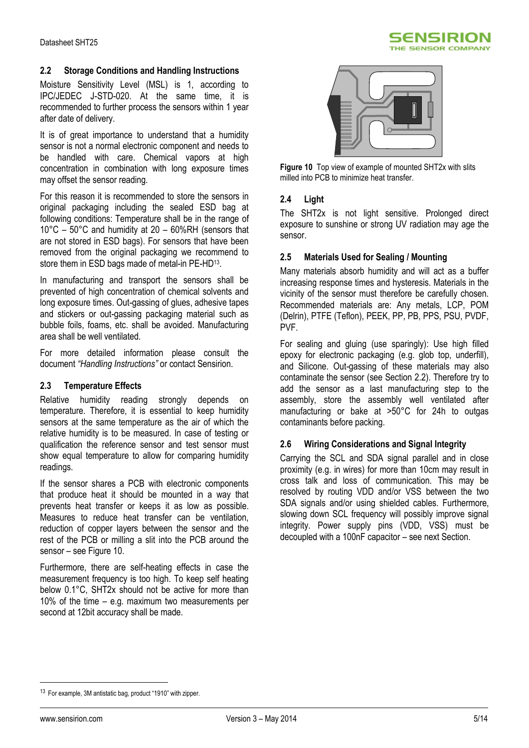## 2.2 Storage Conditions and Handling Instructions

Moisture Sensitivity Level (MSL) is 1, according to IPC/JEDEC J-STD-020. At the same time, it is recommended to further process the sensors within 1 year after date of delivery.

It is of great importance to understand that a humidity sensor is not a normal electronic component and needs to be handled with care. Chemical vapors at high concentration in combination with long exposure times may offset the sensor reading.

For this reason it is recommended to store the sensors in original packaging including the sealed ESD bag at following conditions: Temperature shall be in the range of 10°C – 50°C and humidity at 20 – 60%RH (sensors that are not stored in ESD bags). For sensors that have been removed from the original packaging we recommend to store them in ESD bags made of metal-in PE-HD[13].

In manufacturing and transport the sensors shall be prevented of high concentration of chemical solvents and long exposure times. Out-gassing of glues, adhesive tapes and stickers or out-gassing packaging material such as bubble foils, foams, etc. shall be avoided. Manufacturing area shall be well ventilated.

For more detailed information please consult the document *"Handling Instructions"* or contact Sensirion.

## 2.3 Temperature Effects

Relative humidity reading strongly depends on temperature. Therefore, it is essential to keep humidity sensors at the same temperature as the air of which the relative humidity is to be measured. In case of testing or qualification the reference sensor and test sensor must show equal temperature to allow for comparing humidity readings.

If the sensor shares a PCB with electronic components that produce heat it should be mounted in a way that prevents heat transfer or keeps it as low as possible. Measures to reduce heat transfer can be ventilation, reduction of copper layers between the sensor and the rest of the PCB or milling a slit into the PCB around the sensor – see Figure 10.

Furthermore, there are self-heating effects in case the measurement frequency is too high. To keep self heating below 0.1°C, SHT2x should not be active for more than 10% of the time – e.g. maximum two measurements per second at 12bit accuracy shall be made.

**Figure 10** Top view of example of mounted SHT2x with slits milled into PCB to minimize heat transfer.

## 2.4 Light

The SHT2x is not light sensitive. Prolonged direct exposure to sunshine or strong UV radiation may age the sensor.

## 2.5 Materials Used for Sealing / Mounting

Many materials absorb humidity and will act as a buffer increasing response times and hysteresis. Materials in the vicinity of the sensor must therefore be carefully chosen. Recommended materials are: Any metals, LCP, POM (Delrin), PTFE (Teflon), PEEK, PP, PB, PPS, PSU, PVDF, PVF.

For sealing and gluing (use sparingly): Use high filled epoxy for electronic packaging (e.g. glob top, underfill), and Silicone. Out-gassing of these materials may also contaminate the sensor (see Section 2.2). Therefore try to add the sensor as a last manufacturing step to the assembly, store the assembly well ventilated after manufacturing or bake at >50°C for 24h to outgas contaminants before packing.

## 2.6 Wiring Considerations and Signal Integrity

Carrying the SCL and SDA signal parallel and in close proximity (e.g. in wires) for more than 10cm may result in cross talk and loss of communication. This may be resolved by routing VDD and/or VSS between the two SDA signals and/or using shielded cables. Furthermore, slowing down SCL frequency will possibly improve signal integrity. Power supply pins (VDD, VSS) must be decoupled with a 100nF capacitor – see next Section.

---

[13] For example, 3M antistatic bag, product "1910" with zipper.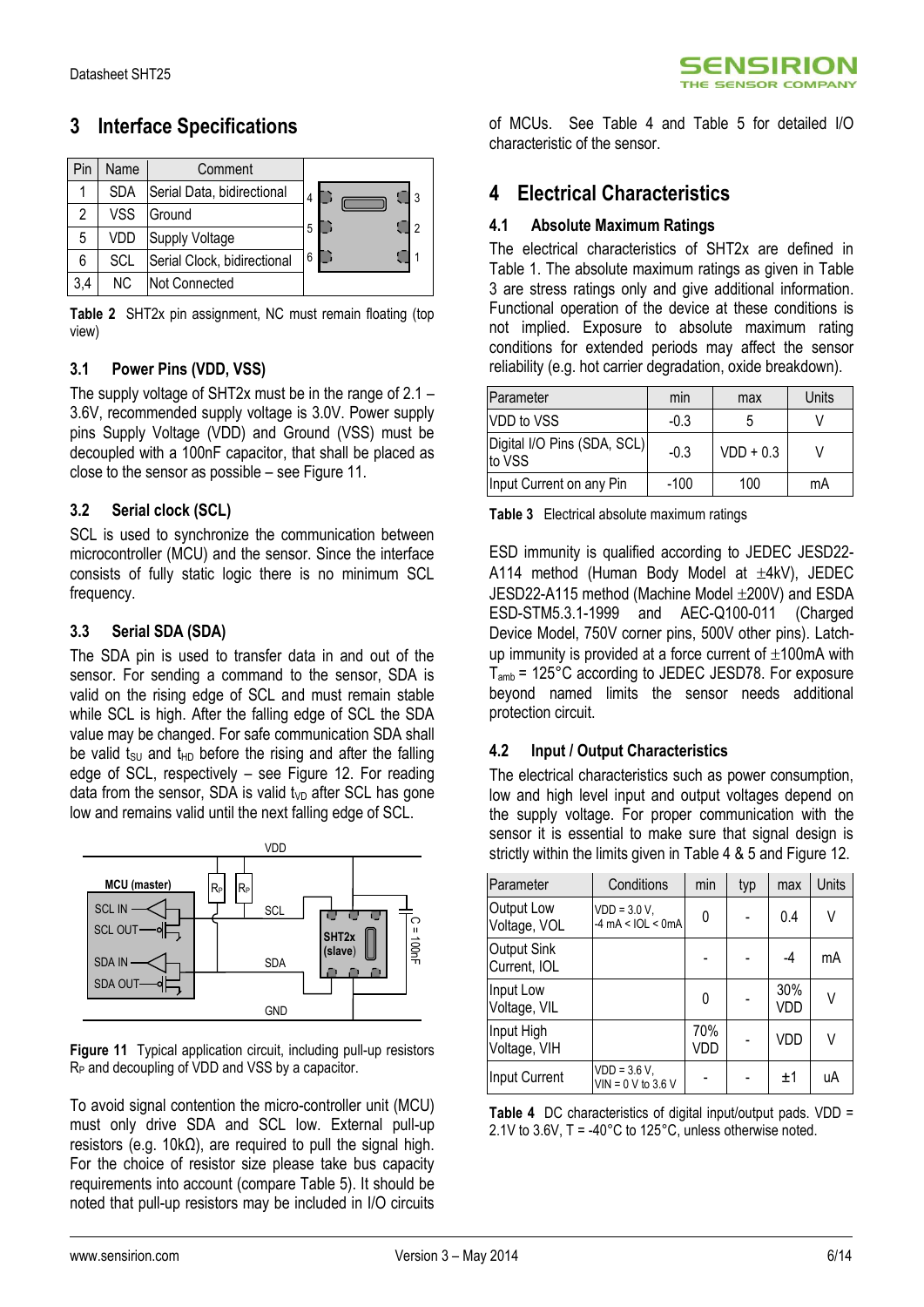## 3 Interface Specifications

| Pin | Name | Comment |
|---|---|---|
| 1 | SDA | Serial Data, bidirectional |
| 2 | VSS | Ground |
| 5 | VDD | Supply Voltage |
| 6 | SCL | Serial Clock, bidirectional |
| 3,4 | NC | Not Connected |

**Table 2** SHT2x pin assignment, NC must remain floating (top view)

### 3.1 Power Pins (VDD, VSS)

The supply voltage of SHT2x must be in the range of 2.1 – 3.6V, recommended supply voltage is 3.0V. Power supply pins Supply Voltage (VDD) and Ground (VSS) must be decoupled with a 100nF capacitor, that shall be placed as close to the sensor as possible – see Figure 11.

### 3.2 Serial clock (SCL)

SCL is used to synchronize the communication between microcontroller (MCU) and the sensor. Since the interface consists of fully static logic there is no minimum SCL frequency.

### 3.3 Serial SDA (SDA)

The SDA pin is used to transfer data in and out of the sensor. For sending a command to the sensor, SDA is valid on the rising edge of SCL and must remain stable while SCL is high. After the falling edge of SCL the SDA value may be changed. For safe communication SDA shall be valid $t_{SU}$ and $t_{HD}$ before the rising and after the falling edge of SCL, respectively – see Figure 12. For reading data from the sensor, SDA is valid $t_{VD}$ after SCL has gone low and remains valid until the next falling edge of SCL.

**Figure 11** Typical application circuit, including pull-up resistors $R_P$ and decoupling of VDD and VSS by a capacitor.

To avoid signal contention the micro-controller unit (MCU) must only drive SDA and SCL low. External pull-up resistors (e.g. 10kΩ), are required to pull the signal high. For the choice of resistor size please take bus capacity requirements into account (compare Table 5). It should be noted that pull-up resistors may be included in I/O circuits of MCUs. See Table 4 and Table 5 for detailed I/O characteristic of the sensor.

## 4 Electrical Characteristics

### 4.1 Absolute Maximum Ratings

The electrical characteristics of SHT2x are defined in Table 1. The absolute maximum ratings as given in Table 3 are stress ratings only and give additional information. Functional operation of the device at these conditions is not implied. Exposure to absolute maximum rating conditions for extended periods may affect the sensor reliability (e.g. hot carrier degradation, oxide breakdown).

| Parameter | min | max | Units |
|---|---|---|---|
| VDD to VSS | -0.3 | 5 | V |
| Digital I/O Pins (SDA, SCL) to VSS | -0.3 | VDD + 0.3 | V |
| Input Current on any Pin | -100 | 100 | mA |

**Table 3** Electrical absolute maximum ratings

ESD immunity is qualified according to JEDEC JESD22-A114 method (Human Body Model at ±4kV), JEDEC JESD22-A115 method (Machine Model ±200V) and ESDA ESD-STM5.3.1-1999 and AEC-Q100-011 (Charged Device Model, 750V corner pins, 500V other pins). Latch-up immunity is provided at a force current of ±100mA with $T_{amb}$ = 125°C according to JEDEC JESD78. For exposure beyond named limits the sensor needs additional protection circuit.

### 4.2 Input / Output Characteristics

The electrical characteristics such as power consumption, low and high level input and output voltages depend on the supply voltage. For proper communication with the sensor it is essential to make sure that signal design is strictly within the limits given in Table 4 & 5 and Figure 12.

| Parameter | Conditions | min | typ | max | Units |
|---|---|---|---|---|---|
| Output Low Voltage, VOL | VDD = 3.0 V, -4 mA < IOL < 0mA | 0 | - | 0.4 | V |
| Output Sink Current, IOL | | - | - | -4 | mA |
| Input Low Voltage, VIL | | 0 | - | 30% VDD | V |
| Input High Voltage, VIH | | 70% VDD | - | VDD | V |
| Input Current | VDD = 3.6 V, VIN = 0 V to 3.6 V | - | - | ±1 | uA |

**Table 4** DC characteristics of digital input/output pads. VDD = 2.1V to 3.6V, T = -40°C to 125°C, unless otherwise noted.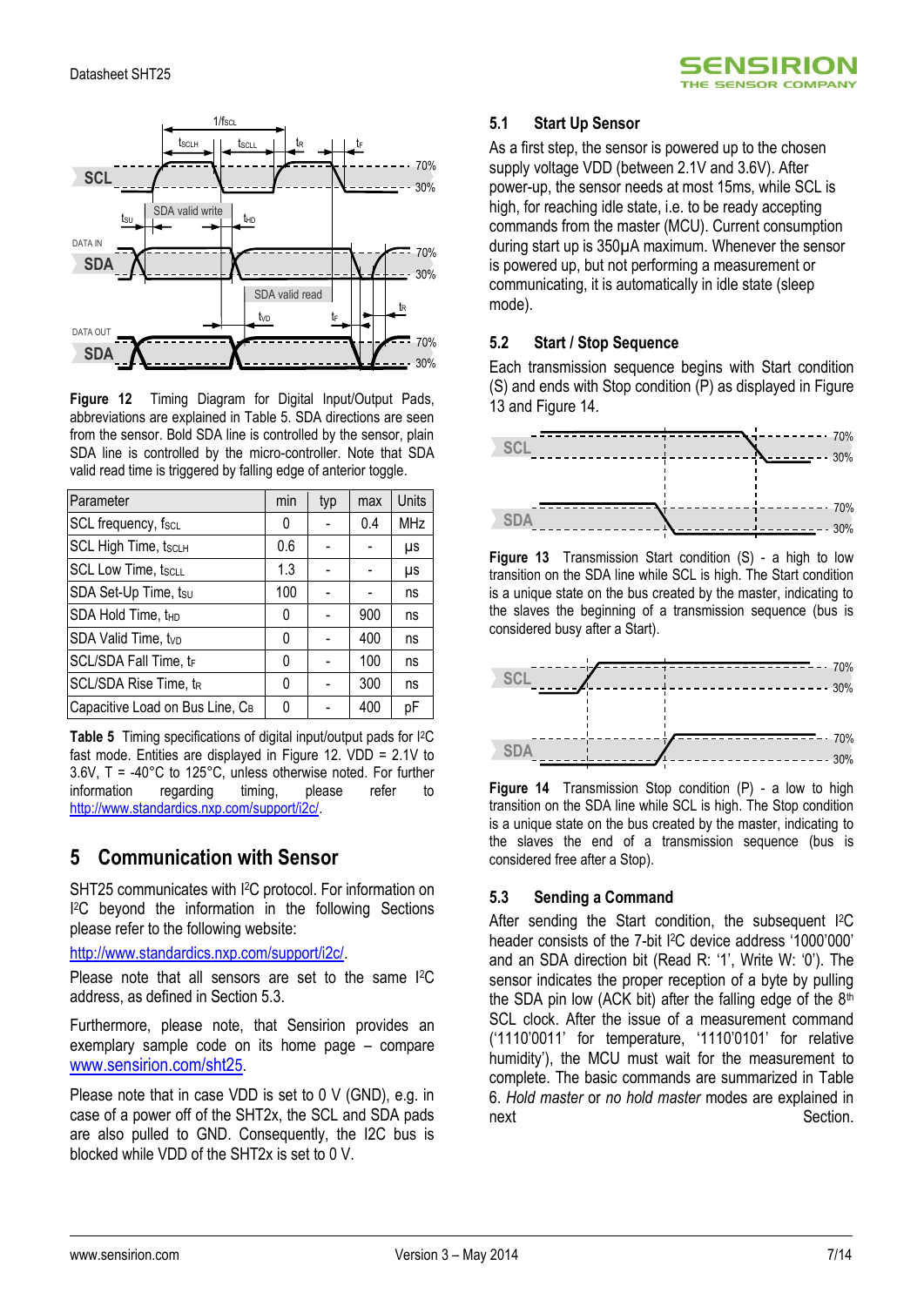Figure 12 Timing Diagram for Digital Input/Output Pads, abbreviations are explained in Table 5. SDA directions are seen from the sensor. Bold SDA line is controlled by the sensor, plain SDA line is controlled by the micro-controller. Note that SDA valid read time is triggered by falling edge of anterior toggle.

| Parameter | min | typ | max | Units |
|---|---|---|---|---|
| SCL frequency, $f_{SCL}$ | 0 | - | 0.4 | MHz |
| SCL High Time, $t_{SCLH}$ | 0.6 | - | - | µs |
| SCL Low Time, $t_{SCLL}$ | 1.3 | - | - | µs |
| SDA Set-Up Time, $t_{SU}$ | 100 | - | - | ns |
| SDA Hold Time, $t_{HD}$ | 0 | - | 900 | ns |
| SDA Valid Time, $t_{VD}$ | 0 | - | 400 | ns |
| SCL/SDA Fall Time, $t_F$ | 0 | - | 100 | ns |
| SCL/SDA Rise Time, $t_R$ | 0 | - | 300 | ns |
| Capacitive Load on Bus Line, $C_B$ | 0 | - | 400 | pF |

**Table 5** Timing specifications of digital input/output pads for I²C fast mode. Entities are displayed in Figure 12. VDD = 2.1V to 3.6V, T = -40°C to 125°C, unless otherwise noted. For further information regarding timing, please refer to http://www.standardics.nxp.com/support/i2c/.

# 5 Communication with Sensor

SHT25 communicates with I²C protocol. For information on I²C beyond the information in the following Sections please refer to the following website:

http://www.standardics.nxp.com/support/i2c/.

Please note that all sensors are set to the same I²C address, as defined in Section 5.3.

Furthermore, please note, that Sensirion provides an exemplary sample code on its home page – compare www.sensirion.com/sht25.

Please note that in case VDD is set to 0 V (GND), e.g. in case of a power off of the SHT2x, the SCL and SDA pads are also pulled to GND. Consequently, the I2C bus is blocked while VDD of the SHT2x is set to 0 V.

## 5.1 Start Up Sensor

As a first step, the sensor is powered up to the chosen supply voltage VDD (between 2.1V and 3.6V). After power-up, the sensor needs at most 15ms, while SCL is high, for reaching idle state, i.e. to be ready accepting commands from the master (MCU). Current consumption during start up is 350µA maximum. Whenever the sensor is powered up, but not performing a measurement or communicating, it is automatically in idle state (sleep mode).

## 5.2 Start / Stop Sequence

Each transmission sequence begins with Start condition (S) and ends with Stop condition (P) as displayed in Figure 13 and Figure 14.

**Figure 13** Transmission Start condition (S) - a high to low transition on the SDA line while SCL is high. The Start condition is a unique state on the bus created by the master, indicating to the slaves the beginning of a transmission sequence (bus is considered busy after a Start).

**Figure 14** Transmission Stop condition (P) - a low to high transition on the SDA line while SCL is high. The Stop condition is a unique state on the bus created by the master, indicating to the slaves the end of a transmission sequence (bus is considered free after a Stop).

## 5.3 Sending a Command

After sending the Start condition, the subsequent I²C header consists of the 7-bit I²C device address '1000'000' and an SDA direction bit (Read R: '1', Write W: '0'). The sensor indicates the proper reception of a byte by pulling the SDA pin low (ACK bit) after the falling edge of the 8th SCL clock. After the issue of a measurement command ('1110'0011' for temperature, '1110'0101' for relative humidity'), the MCU must wait for the measurement to complete. The basic commands are summarized in Table 6. *Hold master* or *no hold master* modes are explained in next Section.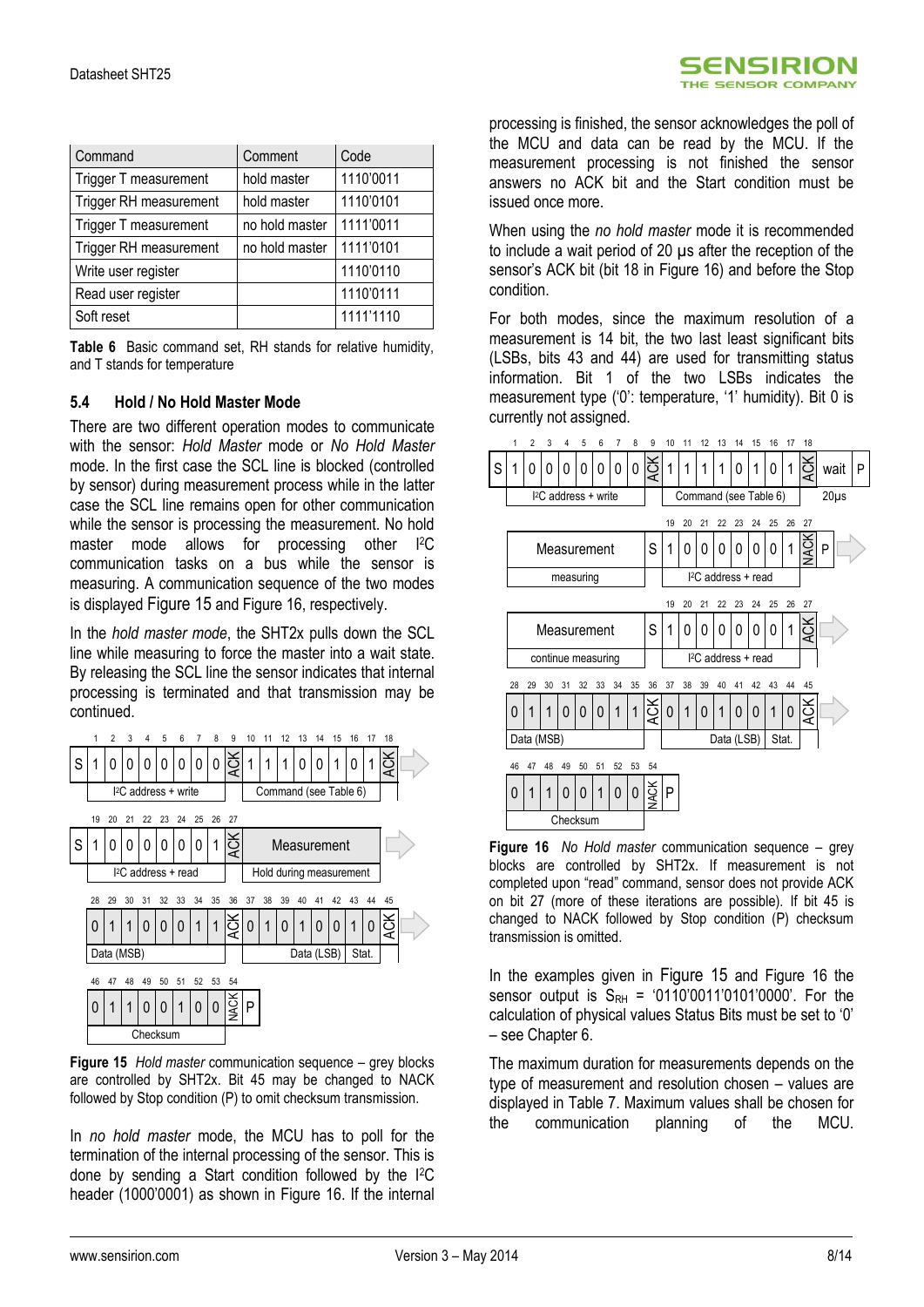| Command | Comment | Code |
| --- | --- | --- |
| Trigger T measurement | hold master | 1110'0011 |
| Trigger RH measurement | hold master | 1110'0101 |
| Trigger T measurement | no hold master | 1111'0011 |
| Trigger RH measurement | no hold master | 1111'0101 |
| Write user register | | 1110'0110 |
| Read user register | | 1110'0111 |
| Soft reset | | 1111'1110 |

**Table 6** Basic command set, RH stands for relative humidity, and T stands for temperature

### 5.4 Hold / No Hold Master Mode

There are two different operation modes to communicate with the sensor: *Hold Master* mode or *No Hold Master* mode. In the first case the SCL line is blocked (controlled by sensor) during measurement process while in the latter case the SCL line remains open for other communication while the sensor is processing the measurement. No hold master mode allows for processing other I²C communication tasks on a bus while the sensor is measuring. A communication sequence of the two modes is displayed in Figure 15 and Figure 16, respectively.

In the *hold master mode*, the SHT2x pulls down the SCL line while measuring to force the master into a wait state. By releasing the SCL line the sensor indicates that internal processing is terminated and that transmission may be continued.

| | 1 | 2 | 3 | 4 | 5 | 6 | 7 | 8 | 9 | 10 | 11 | 12 | 13 | 14 | 15 | 16 | 17 | 18 |
| --- | --- | --- | --- | --- | --- | --- | --- | --- | --- | --- | --- | --- | --- | --- | --- | --- | --- | --- |
| S | 1 | 0 | 0 | 0 | 0 | 0 | 0 | 0 | ACK | 1 | 1 | 1 | 0 | 0 | 1 | 0 | 1 | ACK |
| | I²C address + write | | | | | | | | | Command (see Table 6) | | | | | | | | |

| | 19 | 20 | 21 | 22 | 23 | 24 | 25 | 26 | 27 | |
| --- | --- | --- | --- | --- | --- | --- | --- | --- | --- | --- |
| S | 1 | 0 | 0 | 0 | 0 | 0 | 0 | 1 | ACK | Measurement |
| | I²C address + read | | | | | | | | | Hold during measurement |

| 28 | 29 | 30 | 31 | 32 | 33 | 34 | 35 | 36 | 37 | 38 | 39 | 40 | 41 | 42 | 43 | 44 | 45 |
| --- | --- | --- | --- | --- | --- | --- | --- | --- | --- | --- | --- | --- | --- | --- | --- | --- | --- |
| 0 | 1 | 1 | 0 | 0 | 0 | 1 | 1 | ACK | 0 | 1 | 0 | 1 | 0 | 0 | 1 | 0 | ACK |
| Data (MSB) | | | | | | | | | Data (LSB) | | | | | | Stat. | | |

| 46 | 47 | 48 | 49 | 50 | 51 | 52 | 53 | 54 | |
| --- | --- | --- | --- | --- | --- | --- | --- | --- | --- |
| 0 | 1 | 1 | 0 | 0 | 1 | 0 | 0 | NACK | P |
| Checksum | | | | | | | | | |

**Figure 15** *Hold master* communication sequence – grey blocks are controlled by SHT2x. Bit 45 may be changed to NACK followed by Stop condition (P) to omit checksum transmission.

In *no hold master* mode, the MCU has to poll for the termination of the internal processing of the sensor. This is done by sending a Start condition followed by the I²C header (1000'0001) as shown in Figure 16. If the internal processing is finished, the sensor acknowledges the poll of the MCU and data can be read by the MCU. If the measurement processing is not finished the sensor answers no ACK bit and the Start condition must be issued once more.

When using the *no hold master* mode it is recommended to include a wait period of 20 µs after the reception of the sensor's ACK bit (bit 18 in Figure 16) and before the Stop condition.

For both modes, since the maximum resolution of a measurement is 14 bit, the two last least significant bits (LSBs, bits 43 and 44) are used for transmitting status information. Bit 1 of the two LSBs indicates the measurement type ('0': temperature, '1' humidity). Bit 0 is currently not assigned.

| | 1 | 2 | 3 | 4 | 5 | 6 | 7 | 8 | 9 | 10 | 11 | 12 | 13 | 14 | 15 | 16 | 17 | 18 | | |
| --- | --- | --- | --- | --- | --- | --- | --- | --- | --- | --- | --- | --- | --- | --- | --- | --- | --- | --- | --- | --- |
| S | 1 | 0 | 0 | 0 | 0 | 0 | 0 | 0 | ACK | 1 | 1 | 1 | 1 | 0 | 1 | 0 | 1 | ACK | wait | P |
| | I²C address + write | | | | | | | | | Command (see Table 6) | | | | | | | | | 20µs | |

| | | 19 | 20 | 21 | 22 | 23 | 24 | 25 | 26 | 27 | |
| --- | --- | --- | --- | --- | --- | --- | --- | --- | --- | --- | --- |
| Measurement | S | 1 | 0 | 0 | 0 | 0 | 0 | 0 | 1 | NACK | P |
| measuring | | I²C address + read | | | | | | | | | |

| | | 19 | 20 | 21 | 22 | 23 | 24 | 25 | 26 | 27 |
| --- | --- | --- | --- | --- | --- | --- | --- | --- | --- | --- |
| Measurement | S | 1 | 0 | 0 | 0 | 0 | 0 | 0 | 1 | ACK |
| continue measuring | | I²C address + read | | | | | | | | |

| 28 | 29 | 30 | 31 | 32 | 33 | 34 | 35 | 36 | 37 | 38 | 39 | 40 | 41 | 42 | 43 | 44 | 45 |
| --- | --- | --- | --- | --- | --- | --- | --- | --- | --- | --- | --- | --- | --- | --- | --- | --- | --- |
| 0 | 1 | 1 | 0 | 0 | 0 | 1 | 1 | ACK | 0 | 1 | 0 | 1 | 0 | 0 | 1 | 0 | ACK |
| Data (MSB) | | | | | | | | | Data (LSB) | | | | | | Stat. | | |

| 46 | 47 | 48 | 49 | 50 | 51 | 52 | 53 | 54 | |
| --- | --- | --- | --- | --- | --- | --- | --- | --- | --- |
| 0 | 1 | 1 | 0 | 0 | 1 | 0 | 0 | NACK | P |
| Checksum | | | | | | | | | |

**Figure 16** *No Hold Master* communication sequence – grey blocks are controlled by SHT2x. If measurement is not completed upon "read" command, sensor does not provide ACK on bit 27 (more of these iterations are possible). If bit 45 is changed to NACK followed by Stop condition (P) checksum transmission is omitted.

In the examples given in Figure 15 and Figure 16 the sensor output is $S_{RH}$ = '0110'0011'0101'0000'. For the calculation of physical values Status Bits must be set to '0' – see Chapter 6.

The maximum duration for measurements depends on the type of measurement and resolution chosen – values are displayed in Table 7. Maximum values shall be chosen for the communication planning of the MCU.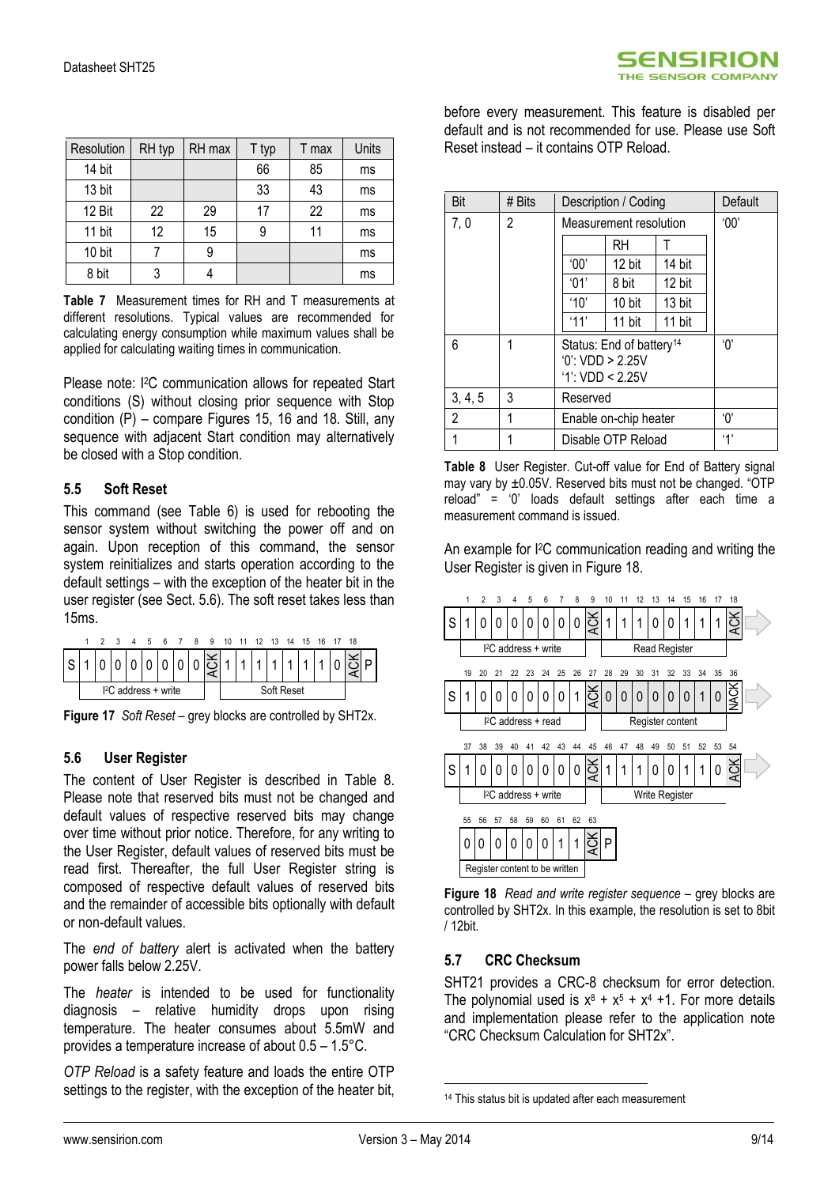| Resolution | RH typ | RH max | T typ | T max | Units |
|---|---|---|---|---|---|
| 14 bit | | | 66 | 85 | ms |
| 13 bit | | | 33 | 43 | ms |
| 12 Bit | 22 | 29 | 17 | 22 | ms |
| 11 bit | 12 | 15 | 9 | 11 | ms |
| 10 bit | 7 | 9 | | | ms |
| 8 bit | 3 | 4 | | | ms |

**Table 7** Measurement times for RH and T measurements at different resolutions. Typical values are recommended for calculating energy consumption while maximum values shall be applied for calculating waiting times in communication.

Please note: I²C communication allows for repeated Start conditions (S) without closing prior sequence with Stop condition (P) – compare Figures 15, 16 and 18. Still, any sequence with adjacent Start condition may alternatively be closed with a Stop condition.

## 5.5 Soft Reset

This command (see Table 6) is used for rebooting the sensor system without switching the power off and on again. Upon reception of this command, the sensor system reinitializes and starts operation according to the default settings – with the exception of the heater bit in the user register (see Sect. 5.6). The soft reset takes less than 15ms.

| | 1 | 2 | 3 | 4 | 5 | 6 | 7 | 8 | 9 | 10 | 11 | 12 | 13 | 14 | 15 | 16 | 17 | 18 | |
|---|---|---|---|---|---|---|---|---|---|---|---|---|---|---|---|---|---|---|---|
| S | 1 | 0 | 0 | 0 | 0 | 0 | 0 | 0 | ACK | 1 | 1 | 1 | 1 | 1 | 1 | 1 | 0 | ACK | P |
| | I²C address + write | | | | | | | | | Soft Reset | | | | | | | | | |

**Figure 17** *Soft Reset* – grey blocks are controlled by SHT2x.

## 5.6 User Register

The content of User Register is described in Table 8. Please note that reserved bits must not be changed and default values of respective reserved bits may change over time without prior notice. Therefore, for any writing to the User Register, default values of reserved bits must be read first. Thereafter, the full User Register string is composed of respective default values of reserved bits and the remainder of accessible bits optionally with default or non-default values.

The *end of battery* alert is activated when the battery power falls below 2.25V.

The *heater* is intended to be used for functionality diagnosis – relative humidity drops upon rising temperature. The heater consumes about 5.5mW and provides a temperature increase of about 0.5 – 1.5°C.

*OTP Reload* is a safety feature and loads the entire OTP settings to the register, with the exception of the heater bit, before every measurement. This feature is disabled per default and is not recommended for use. Please use Soft Reset instead – it contains OTP Reload.

| Bit | # Bits | Description / Coding | | | Default |
|---|---|---|---|---|---|
| 7, 0 | 2 | Measurement resolution | | | '00' |
| | | | RH | T | |
| | | '00' | 12 bit | 14 bit | |
| | | '01' | 8 bit | 12 bit | |
| | | '10' | 10 bit | 13 bit | |
| | | '11' | 11 bit | 11 bit | |
| 6 | 1 | Status: End of battery[14] '0': VDD > 2.25V '1': VDD < 2.25V | | | '0' |
| 3, 4, 5 | 3 | Reserved | | | |
| 2 | 1 | Enable on-chip heater | | | '0' |
| 1 | 1 | Disable OTP Reload | | | '1' |

**Table 8** User Register. Cut-off value for End of Battery signal may vary by ±0.05V. Reserved bits must not be changed. "OTP reload" = '0' loads default settings after each time a measurement command is issued.

An example for I²C communication reading and writing the User Register is given in Figure 18.

| | 1 | 2 | 3 | 4 | 5 | 6 | 7 | 8 | 9 | 10 | 11 | 12 | 13 | 14 | 15 | 16 | 17 | 18 |
|---|---|---|---|---|---|---|---|---|---|---|---|---|---|---|---|---|---|---|
| S | 1 | 0 | 0 | 0 | 0 | 0 | 0 | 0 | ACK | 1 | 1 | 1 | 0 | 0 | 1 | 1 | 1 | ACK |
| | I²C address + write | | | | | | | | | Read Register | | | | | | | | |

| | 19 | 20 | 21 | 22 | 23 | 24 | 25 | 26 | 27 | 28 | 29 | 30 | 31 | 32 | 33 | 34 | 35 | 36 |
|---|---|---|---|---|---|---|---|---|---|---|---|---|---|---|---|---|---|---|
| S | 1 | 0 | 0 | 0 | 0 | 0 | 0 | 1 | ACK | 0 | 0 | 0 | 0 | 0 | 0 | 1 | 0 | NACK |
| | I²C address + read | | | | | | | | | Register content | | | | | | | | |

| | 37 | 38 | 39 | 40 | 41 | 42 | 43 | 44 | 45 | 46 | 47 | 48 | 49 | 50 | 51 | 52 | 53 | 54 |
|---|---|---|---|---|---|---|---|---|---|---|---|---|---|---|---|---|---|---|
| S | 1 | 0 | 0 | 0 | 0 | 0 | 0 | 0 | ACK | 1 | 1 | 1 | 0 | 0 | 1 | 1 | 0 | ACK |
| | I²C address + write | | | | | | | | | Write Register | | | | | | | | |

| 55 | 56 | 57 | 58 | 59 | 60 | 61 | 62 | 63 | |
|---|---|---|---|---|---|---|---|---|---|
| 0 | 0 | 0 | 0 | 0 | 0 | 1 | 1 | ACK | P |
| Register content to be written | | | | | | | | | |

**Figure 18** *Read and write register sequence* – grey blocks are controlled by SHT2x. In this example, the resolution is set to 8bit / 12bit.

## 5.7 CRC Checksum

SHT21 provides a CRC-8 checksum for error detection. The polynomial used is $x^8 + x^5 + x^4 + 1$. For more details and implementation please refer to the application note "CRC Checksum Calculation for SHT2x".

[14] This status bit is updated after each measurement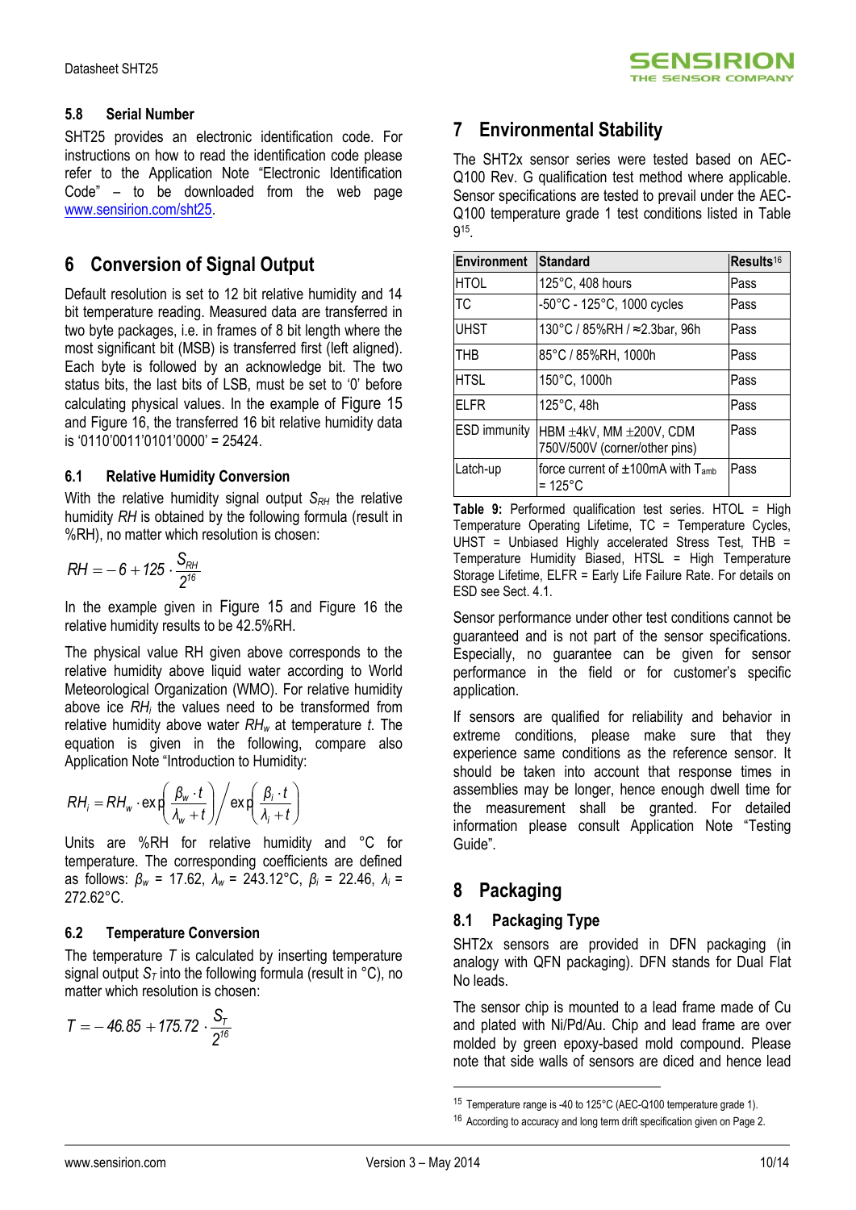### 5.8 Serial Number

SHT25 provides an electronic identification code. For instructions on how to read the identification code please refer to the Application Note "Electronic Identification Code" – to be downloaded from the web page www.sensirion.com/sht25.

## 6 Conversion of Signal Output

Default resolution is set to 12 bit relative humidity and 14 bit temperature reading. Measured data are transferred in two byte packages, i.e. in frames of 8 bit length where the most significant bit (MSB) is transferred first (left aligned). Each byte is followed by an acknowledge bit. The two status bits, the last bits of LSB, must be set to '0' before calculating physical values. In the example of Figure 15 and Figure 16, the transferred 16 bit relative humidity data is '0110'0011'0101'0000' = 25424.

### 6.1 Relative Humidity Conversion

With the relative humidity signal output $S_{RH}$ the relative humidity $RH$ is obtained by the following formula (result in %RH), no matter which resolution is chosen:

$$RH = -6 + 125 \cdot \frac{S_{RH}}{2^{16}}$$

In the example given in Figure 15 and Figure 16 the relative humidity results to be 42.5%RH.

The physical value RH given above corresponds to the relative humidity above liquid water according to World Meteorological Organization (WMO). For relative humidity above ice $RH_i$ the values need to be transformed from relative humidity above water $RH_w$ at temperature $t$. The equation is given in the following, compare also Application Note "Introduction to Humidity:

$$RH_i = RH_w \cdot \exp\left(\frac{\beta_w \cdot t}{\lambda_w + t}\right) \Big/ \exp\left(\frac{\beta_i \cdot t}{\lambda_i + t}\right)$$

Units are %RH for relative humidity and °C for temperature. The corresponding coefficients are defined as follows: $\beta_w$ = 17.62, $\lambda_w$ = 243.12°C, $\beta_i$ = 22.46, $\lambda_i$ = 272.62°C.

### 6.2 Temperature Conversion

The temperature $T$ is calculated by inserting temperature signal output $S_T$ into the following formula (result in °C), no matter which resolution is chosen:

$$T = -46.85 + 175.72 \cdot \frac{S_T}{2^{16}}$$

## 7 Environmental Stability

The SHT2x sensor series were tested based on AEC-Q100 Rev. G qualification test method where applicable. Sensor specifications are tested to prevail under the AEC-Q100 temperature grade 1 test conditions listed in Table 9[15].

| Environment | Standard | Results[16] |
|---|---|---|
| HTOL | 125°C, 408 hours | Pass |
| TC | -50°C - 125°C, 1000 cycles | Pass |
| UHST | 130°C / 85%RH / ≈2.3bar, 96h | Pass |
| THB | 85°C / 85%RH, 1000h | Pass |
| HTSL | 150°C, 1000h | Pass |
| ELFR | 125°C, 48h | Pass |
| ESD immunity | HBM ±4kV, MM ±200V, CDM 750V/500V (corner/other pins) | Pass |
| Latch-up | force current of ±100mA with $T_{amb}$ = 125°C | Pass |

**Table 9:** Performed qualification test series. HTOL = High Temperature Operating Lifetime, TC = Temperature Cycles, UHST = Unbiased Highly accelerated Stress Test, THB = Temperature Humidity Biased, HTSL = High Temperature Storage Lifetime, ELFR = Early Life Failure Rate. For details on ESD see Sect. 4.1.

Sensor performance under other test conditions cannot be guaranteed and is not part of the sensor specifications. Especially, no guarantee can be given for sensor performance in the field or for customer's specific application.

If sensors are qualified for reliability and behavior in extreme conditions, please make sure that they experience same conditions as the reference sensor. It should be taken into account that response times in assemblies may be longer, hence enough dwell time for the measurement shall be granted. For detailed information please consult Application Note "Testing Guide".

## 8 Packaging

### 8.1 Packaging Type

SHT2x sensors are provided in DFN packaging (in analogy with QFN packaging). DFN stands for Dual Flat No leads.

The sensor chip is mounted to a lead frame made of Cu and plated with Ni/Pd/Au. Chip and lead frame are over molded by green epoxy-based mold compound. Please note that side walls of sensors are diced and hence lead

[15] Temperature range is -40 to 125°C (AEC-Q100 temperature grade 1).

[16] According to accuracy and long term drift specification given on Page 2.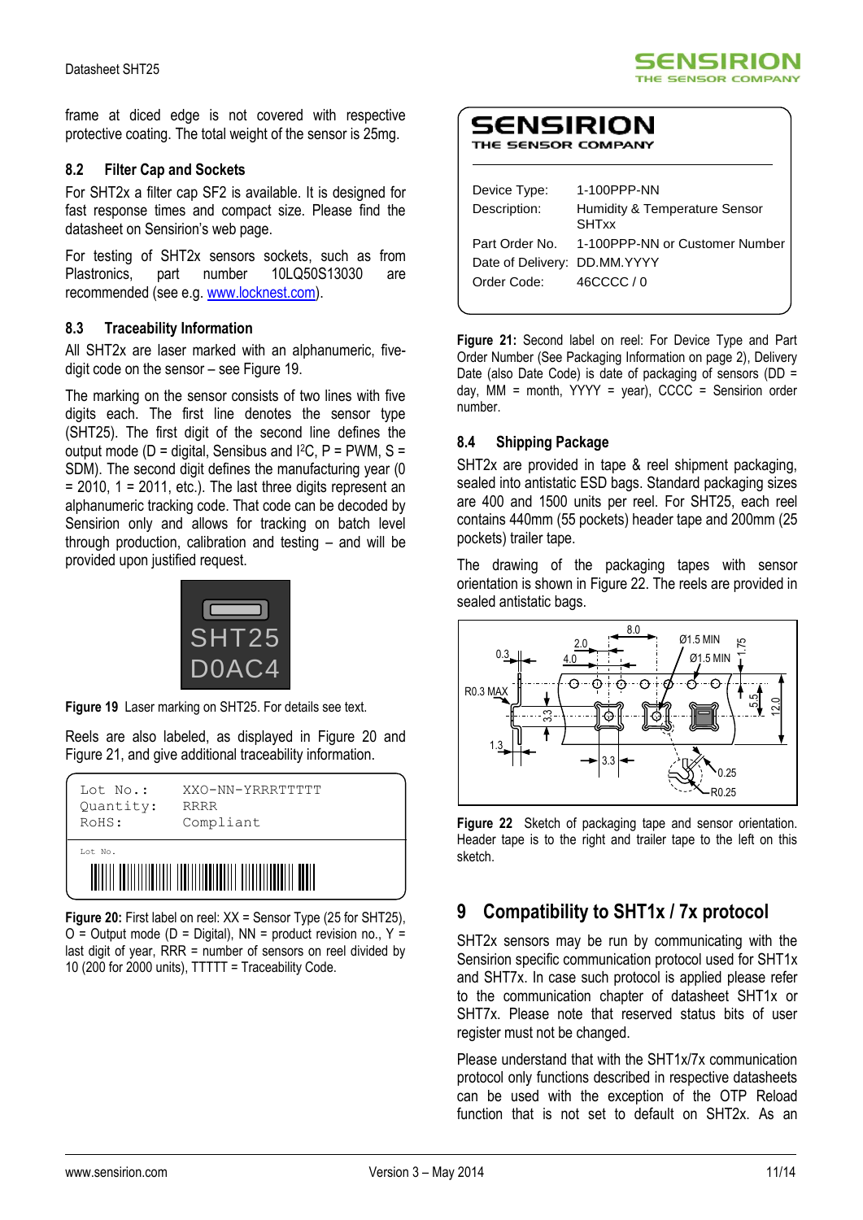frame at diced edge is not covered with respective protective coating. The total weight of the sensor is 25mg.

### 8.2 Filter Cap and Sockets

For SHT2x a filter cap SF2 is available. It is designed for fast response times and compact size. Please find the datasheet on Sensirion's web page.

For testing of SHT2x sensors sockets, such as from Plastronics, part number 10LQ50S13030 are recommended (see e.g. www.locknest.com).

### 8.3 Traceability Information

All SHT2x are laser marked with an alphanumeric, five-digit code on the sensor – see Figure 19.

The marking on the sensor consists of two lines with five digits each. The first line denotes the sensor type (SHT25). The first digit of the second line defines the output mode (D = digital, Sensibus and I$^2$C, P = PWM, S = SDM). The second digit defines the manufacturing year (0 = 2010, 1 = 2011, etc.). The last three digits represent an alphanumeric tracking code. That code can be decoded by Sensirion only and allows for tracking on batch level through production, calibration and testing – and will be provided upon justified request.

SHT25
D0AC4

**Figure 19** Laser marking on SHT25. For details see text.

Reels are also labeled, as displayed in Figure 20 and Figure 21, and give additional traceability information.

```
Lot No.:    XXO-NN-YRRRTTTTT
Quantity:   RRRR
RoHS:       Compliant
```

Lot No.

**Figure 20:** First label on reel: XX = Sensor Type (25 for SHT25), O = Output mode (D = Digital), NN = product revision no., Y = last digit of year, RRR = number of sensors on reel divided by 10 (200 for 2000 units), TTTTT = Traceability Code.

SENSIRION
THE SENSOR COMPANY

| | |
|---|---|
| Device Type: | 1-100PPP-NN |
| Description: | Humidity & Temperature Sensor SHTxx |
| Part Order No. | 1-100PPP-NN or Customer Number |
| Date of Delivery: | DD.MM.YYYY |
| Order Code: | 46CCCC / 0 |

**Figure 21:** Second label on reel: For Device Type and Part Order Number (See Packaging Information on page 2), Delivery Date (also Date Code) is date of packaging of sensors (DD = day, MM = month, YYYY = year), CCCC = Sensirion order number.

### 8.4 Shipping Package

SHT2x are provided in tape & reel shipment packaging, sealed into antistatic ESD bags. Standard packaging sizes are 400 and 1500 units per reel. For SHT25, each reel contains 440mm (55 pockets) header tape and 200mm (25 pockets) trailer tape.

The drawing of the packaging tapes with sensor orientation is shown in Figure 22. The reels are provided in sealed antistatic bags.

**Figure 22** Sketch of packaging tape and sensor orientation. Header tape is to the right and trailer tape to the left on this sketch.

## 9 Compatibility to SHT1x / 7x protocol

SHT2x sensors may be run by communicating with the Sensirion specific communication protocol used for SHT1x and SHT7x. In case such protocol is applied please refer to the communication chapter of datasheet SHT1x or SHT7x. Please note that reserved status bits of user register must not be changed.

Please understand that with the SHT1x/7x communication protocol only functions described in respective datasheets can be used with the exception of the OTP Reload function that is not set to default on SHT2x. As an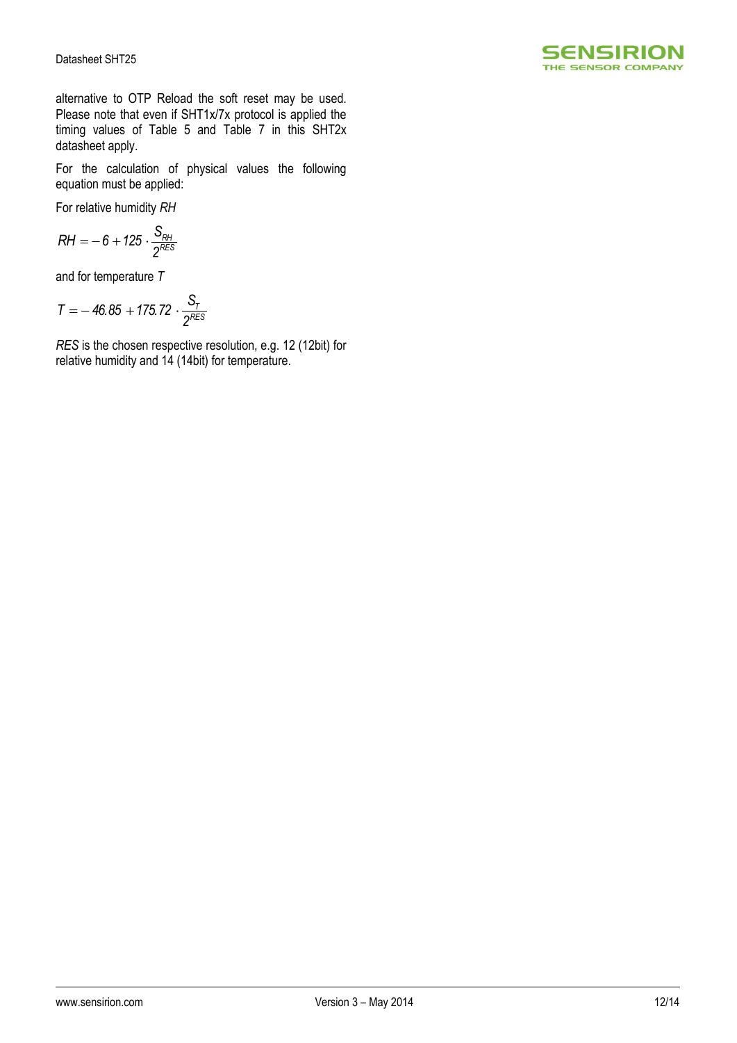alternative to OTP Reload the soft reset may be used. Please note that even if SHT1x/7x protocol is applied the timing values of Table 5 and Table 7 in this SHT2x datasheet apply.

For the calculation of physical values the following equation must be applied:

For relative humidity *RH*

$$RH = -6 + 125 \cdot \frac{S_{RH}}{2^{RES}}$$

and for temperature *T*

$$T = -46.85 + 175.72 \cdot \frac{S_T}{2^{RES}}$$

*RES* is the chosen respective resolution, e.g. 12 (12bit) for relative humidity and 14 (14bit) for temperature.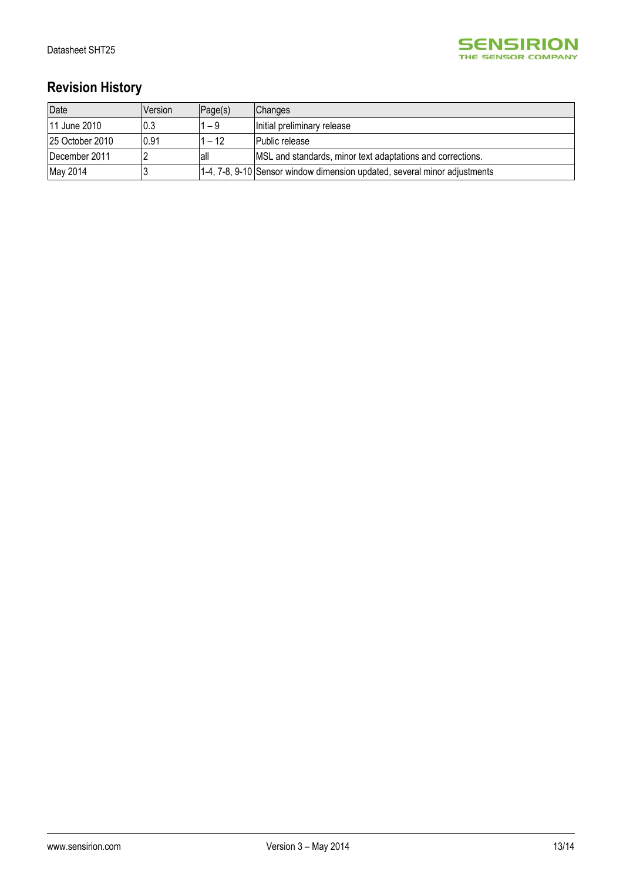## Revision History

| Date | Version | Page(s) | Changes |
|---|---|---|---|
| 11 June 2010 | 0.3 | 1 – 9 | Initial preliminary release |
| 25 October 2010 | 0.91 | 1 – 12 | Public release |
| December 2011 | 2 | all | MSL and standards, minor text adaptations and corrections. |
| May 2014 | 3 | 1-4, 7-8, 9-10 | Sensor window dimension updated, several minor adjustments |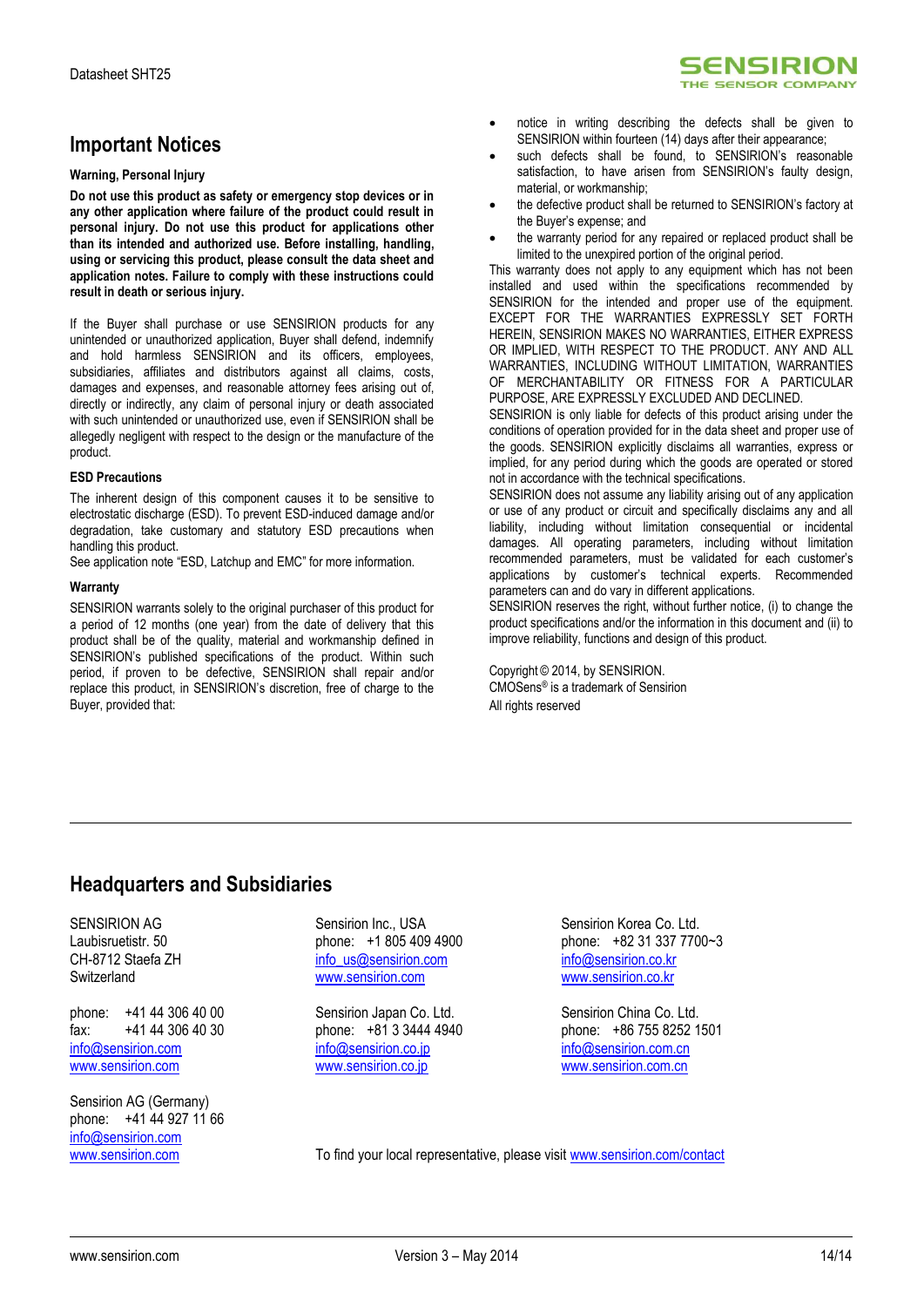## Important Notices

### Warning, Personal Injury

**Do not use this product as safety or emergency stop devices or in any other application where failure of the product could result in personal injury. Do not use this product for applications other than its intended and authorized use. Before installing, handling, using or servicing this product, please consult the data sheet and application notes. Failure to comply with these instructions could result in death or serious injury.**

If the Buyer shall purchase or use SENSIRION products for any unintended or unauthorized application, Buyer shall defend, indemnify and hold harmless SENSIRION and its officers, employees, subsidiaries, affiliates and distributors against all claims, costs, damages and expenses, and reasonable attorney fees arising out of, directly or indirectly, any claim of personal injury or death associated with such unintended or unauthorized use, even if SENSIRION shall be allegedly negligent with respect to the design or the manufacture of the product.

### ESD Precautions

The inherent design of this component causes it to be sensitive to electrostatic discharge (ESD). To prevent ESD-induced damage and/or degradation, take customary and statutory ESD precautions when handling this product.
See application note "ESD, Latchup and EMC" for more information.

### Warranty

SENSIRION warrants solely to the original purchaser of this product for a period of 12 months (one year) from the date of delivery that this product shall be of the quality, material and workmanship defined in SENSIRION's published specifications of the product. Within such period, if proven to be defective, SENSIRION shall repair and/or replace this product, in SENSIRION's discretion, free of charge to the Buyer, provided that:

- notice in writing describing the defects shall be given to SENSIRION within fourteen (14) days after their appearance;
- such defects shall be found, to SENSIRION's reasonable satisfaction, to have arisen from SENSIRION's faulty design, material, or workmanship;
- the defective product shall be returned to SENSIRION's factory at the Buyer's expense; and
- the warranty period for any repaired or replaced product shall be limited to the unexpired portion of the original period.

This warranty does not apply to any equipment which has not been installed and used within the specifications recommended by SENSIRION for the intended and proper use of the equipment. EXCEPT FOR THE WARRANTIES EXPRESSLY SET FORTH HEREIN, SENSIRION MAKES NO WARRANTIES, EITHER EXPRESS OR IMPLIED, WITH RESPECT TO THE PRODUCT. ANY AND ALL WARRANTIES, INCLUDING WITHOUT LIMITATION, WARRANTIES OF MERCHANTABILITY OR FITNESS FOR A PARTICULAR PURPOSE, ARE EXPRESSLY EXCLUDED AND DECLINED.

SENSIRION is only liable for defects of this product arising under the conditions of operation provided for in the data sheet and proper use of the goods. SENSIRION explicitly disclaims all warranties, express or implied, for any period during which the goods are operated or stored not in accordance with the technical specifications.

SENSIRION does not assume any liability arising out of any application or use of any product or circuit and specifically disclaims any and all liability, including without limitation consequential or incidental damages. All operating parameters, including without limitation recommended parameters, must be validated for each customer's applications by customer's technical experts. Recommended parameters can and do vary in different applications.

SENSIRION reserves the right, without further notice, (i) to change the product specifications and/or the information in this document and (ii) to improve reliability, functions and design of this product.

Copyright © 2014, by SENSIRION.
CMOSens® is a trademark of Sensirion
All rights reserved

## Headquarters and Subsidiaries

SENSIRION AG
Laubisruetistr. 50
CH-8712 Staefa ZH
Switzerland

phone: +41 44 306 40 00
fax: +41 44 306 40 30
info@sensirion.com
www.sensirion.com

Sensirion AG (Germany)
phone: +41 44 927 11 66
info@sensirion.com
www.sensirion.com

Sensirion Inc., USA
phone: +1 805 409 4900
info_us@sensirion.com
www.sensirion.com

Sensirion Japan Co. Ltd.
phone: +81 3 3444 4940
info@sensirion.co.jp
www.sensirion.co.jp

Sensirion Korea Co. Ltd.
phone: +82 31 337 7700~3
info@sensirion.co.kr
www.sensirion.co.kr

Sensirion China Co. Ltd.
phone: +86 755 8252 1501
info@sensirion.com.cn
www.sensirion.com.cn

To find your local representative, please visit www.sensirion.com/contact